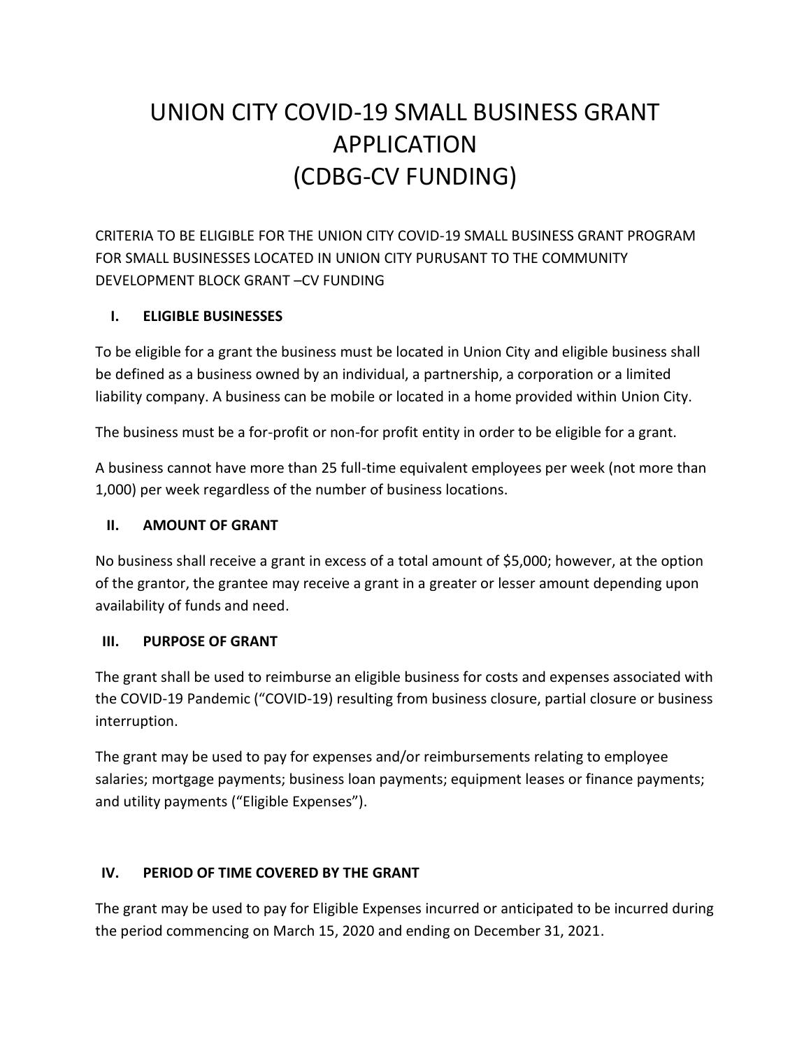# UNION CITY COVID-19 SMALL BUSINESS GRANT APPLICATION (CDBG-CV FUNDING)

CRITERIA TO BE ELIGIBLE FOR THE UNION CITY COVID-19 SMALL BUSINESS GRANT PROGRAM FOR SMALL BUSINESSES LOCATED IN UNION CITY PURUSANT TO THE COMMUNITY DEVELOPMENT BLOCK GRANT –CV FUNDING

## I. ELIGIBLE BUSINESSES

To be eligible for a grant the business must be located in Union City and eligible business shall be defined as a business owned by an individual, a partnership, a corporation or a limited liability company. A business can be mobile or located in a home provided within Union City.

The business must be a for-profit or non-for profit entity in order to be eligible for a grant.

A business cannot have more than 25 full-time equivalent employees per week (not more than 1,000) per week regardless of the number of business locations.

## II. AMOUNT OF GRANT

No business shall receive a grant in excess of a total amount of $5,000; however, at the option of the grantor, the grantee may receive a grant in a greater or lesser amount depending upon availability of funds and need.

## III. PURPOSE OF GRANT

The grant shall be used to reimburse an eligible business for costs and expenses associated with the COVID-19 Pandemic ("COVID-19) resulting from business closure, partial closure or business interruption.

The grant may be used to pay for expenses and/or reimbursements relating to employee salaries; mortgage payments; business loan payments; equipment leases or finance payments; and utility payments ("Eligible Expenses").

## IV. PERIOD OF TIME COVERED BY THE GRANT

The grant may be used to pay for Eligible Expenses incurred or anticipated to be incurred during the period commencing on March 15, 2020 and ending on December 31, 2021.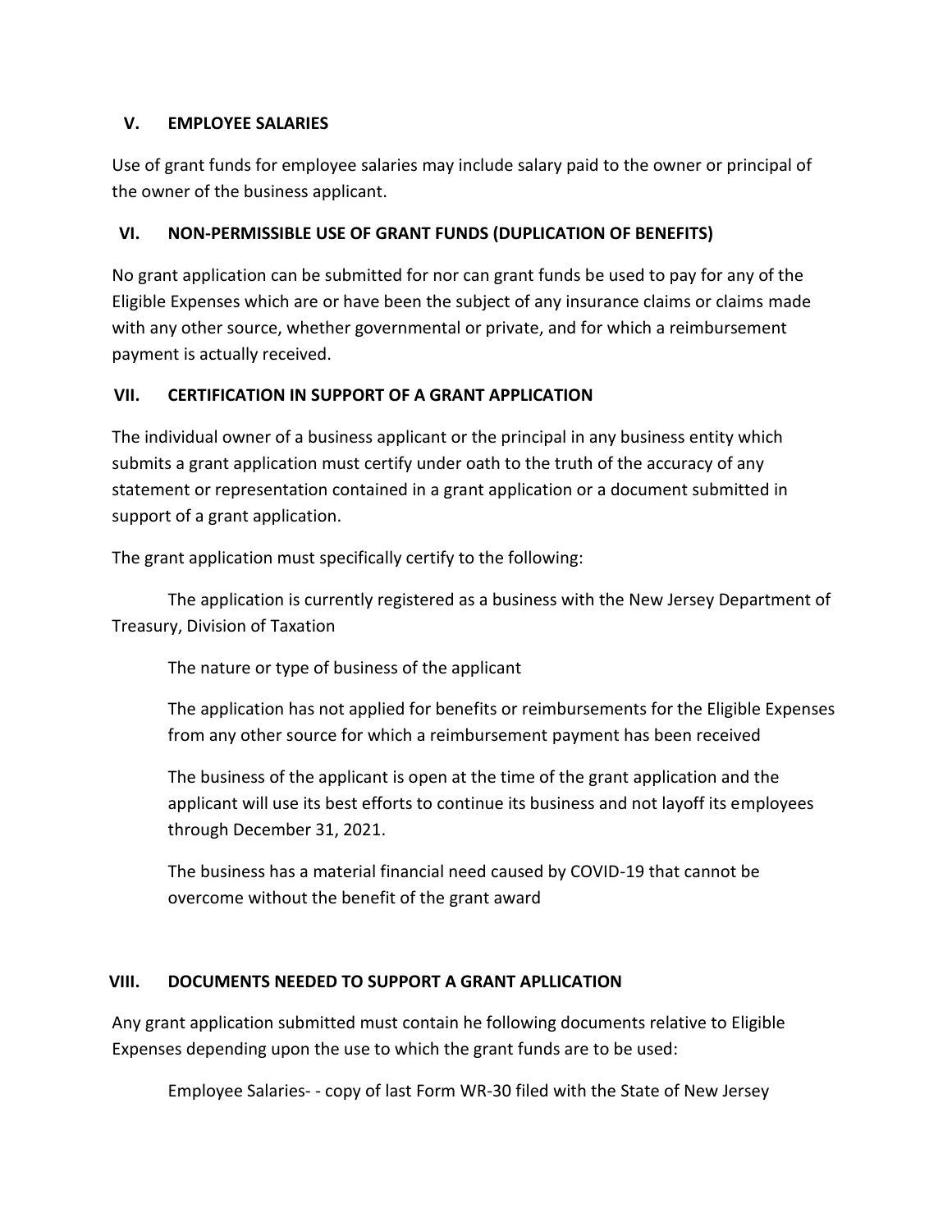## V. EMPLOYEE SALARIES

Use of grant funds for employee salaries may include salary paid to the owner or principal of the owner of the business applicant.

## VI. NON-PERMISSIBLE USE OF GRANT FUNDS (DUPLICATION OF BENEFITS)

No grant application can be submitted for nor can grant funds be used to pay for any of the Eligible Expenses which are or have been the subject of any insurance claims or claims made with any other source, whether governmental or private, and for which a reimbursement payment is actually received.

## VII. CERTIFICATION IN SUPPORT OF A GRANT APPLICATION

The individual owner of a business applicant or the principal in any business entity which submits a grant application must certify under oath to the truth of the accuracy of any statement or representation contained in a grant application or a document submitted in support of a grant application.

The grant application must specifically certify to the following:

The application is currently registered as a business with the New Jersey Department of Treasury, Division of Taxation

The nature or type of business of the applicant

The application has not applied for benefits or reimbursements for the Eligible Expenses from any other source for which a reimbursement payment has been received

The business of the applicant is open at the time of the grant application and the applicant will use its best efforts to continue its business and not layoff its employees through December 31, 2021.

The business has a material financial need caused by COVID-19 that cannot be overcome without the benefit of the grant award

## VIII. DOCUMENTS NEEDED TO SUPPORT A GRANT APLLICATION

Any grant application submitted must contain he following documents relative to Eligible Expenses depending upon the use to which the grant funds are to be used:

Employee Salaries- - copy of last Form WR-30 filed with the State of New Jersey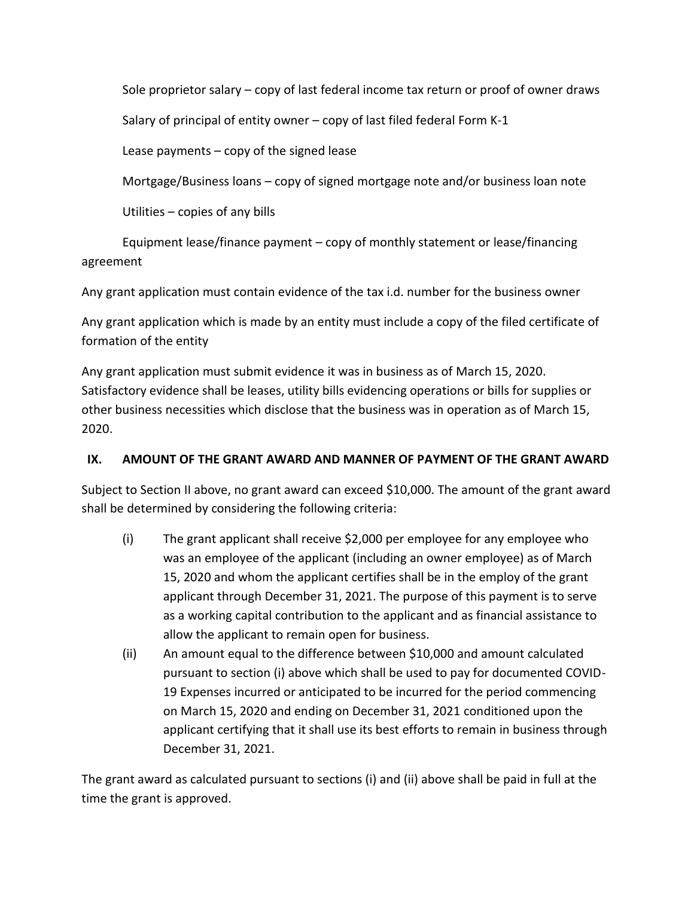Sole proprietor salary – copy of last federal income tax return or proof of owner draws

Salary of principal of entity owner – copy of last filed federal Form K-1

Lease payments – copy of the signed lease

Mortgage/Business loans – copy of signed mortgage note and/or business loan note

Utilities – copies of any bills

Equipment lease/finance payment – copy of monthly statement or lease/financing agreement

Any grant application must contain evidence of the tax i.d. number for the business owner

Any grant application which is made by an entity must include a copy of the filed certificate of formation of the entity

Any grant application must submit evidence it was in business as of March 15, 2020. Satisfactory evidence shall be leases, utility bills evidencing operations or bills for supplies or other business necessities which disclose that the business was in operation as of March 15, 2020.

## IX. AMOUNT OF THE GRANT AWARD AND MANNER OF PAYMENT OF THE GRANT AWARD

Subject to Section II above, no grant award can exceed $10,000. The amount of the grant award shall be determined by considering the following criteria:

(i) The grant applicant shall receive $2,000 per employee for any employee who was an employee of the applicant (including an owner employee) as of March 15, 2020 and whom the applicant certifies shall be in the employ of the grant applicant through December 31, 2021. The purpose of this payment is to serve as a working capital contribution to the applicant and as financial assistance to allow the applicant to remain open for business.

(ii) An amount equal to the difference between $10,000 and amount calculated pursuant to section (i) above which shall be used to pay for documented COVID-19 Expenses incurred or anticipated to be incurred for the period commencing on March 15, 2020 and ending on December 31, 2021 conditioned upon the applicant certifying that it shall use its best efforts to remain in business through December 31, 2021.

The grant award as calculated pursuant to sections (i) and (ii) above shall be paid in full at the time the grant is approved.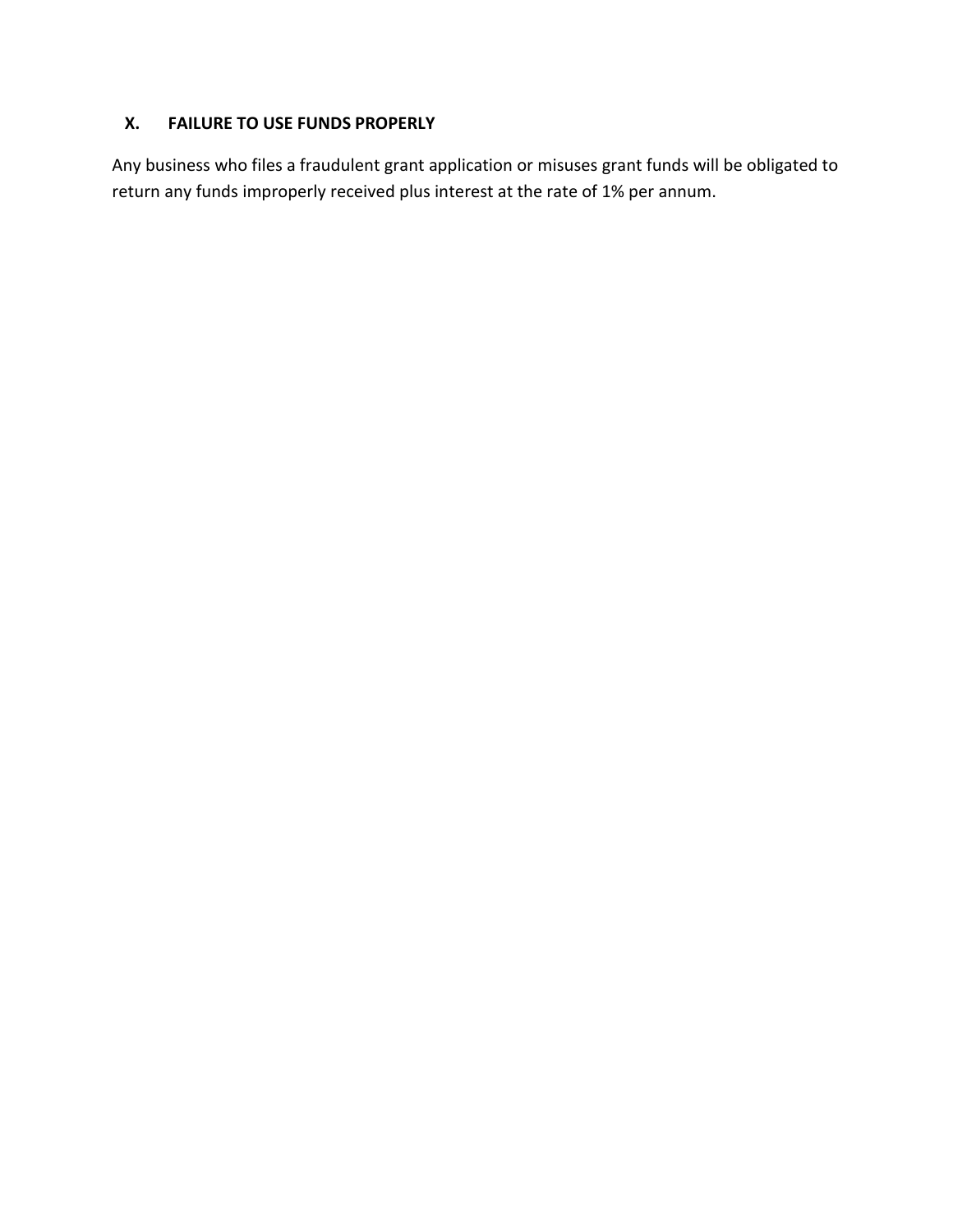## X. FAILURE TO USE FUNDS PROPERLY

Any business who files a fraudulent grant application or misuses grant funds will be obligated to return any funds improperly received plus interest at the rate of 1% per annum.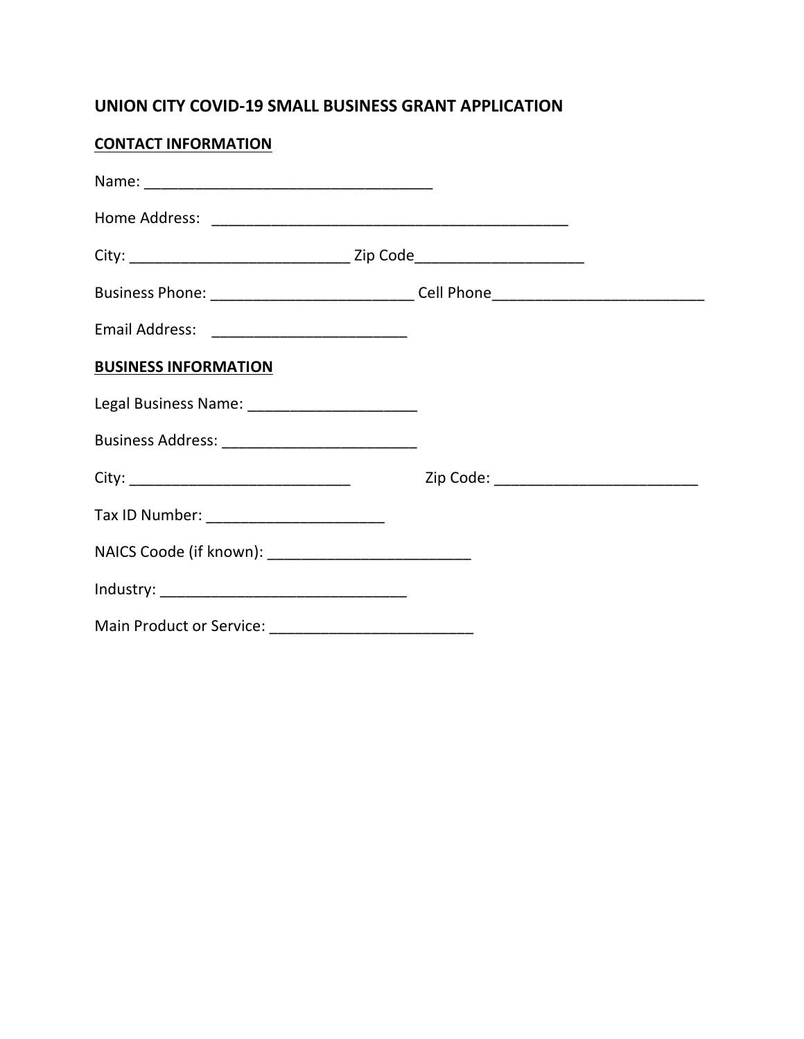## UNION CITY COVID-19 SMALL BUSINESS GRANT APPLICATION

**CONTACT INFORMATION**

Name: ___________________________________

Home Address: ____________________________________________

City: ___________________________ Zip Code_____________________

Business Phone: _________________________ Cell Phone__________________________

Email Address: ________________________

**BUSINESS INFORMATION**

Legal Business Name: _____________________

Business Address: ________________________

City: ___________________________ Zip Code: _________________________

Tax ID Number: ______________________

NAICS Coode (if known): _________________________

Industry: ______________________________

Main Product or Service: _________________________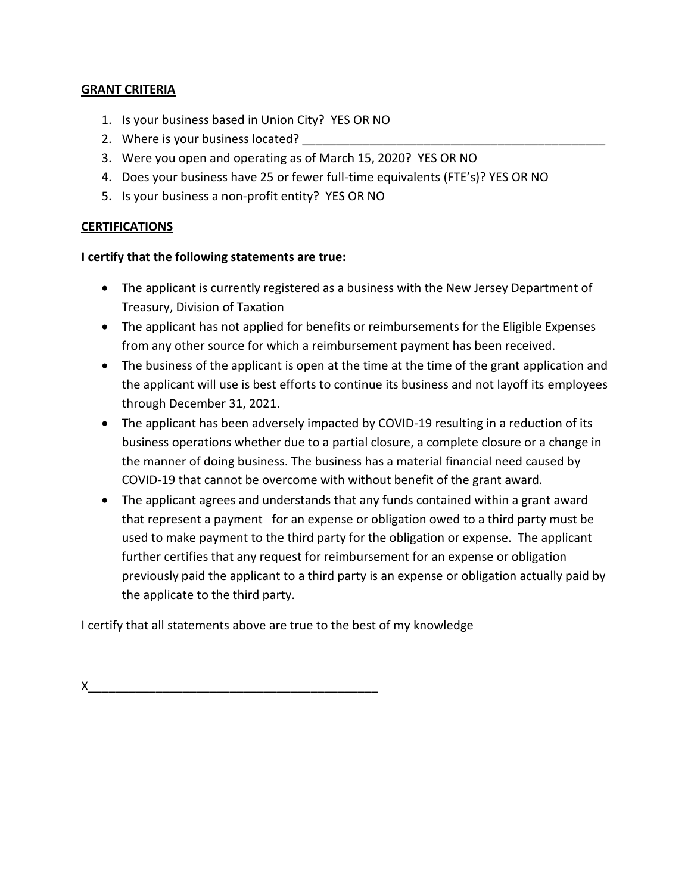**GRANT CRITERIA**

1. Is your business based in Union City? YES OR NO
2. Where is your business located? _______________________________________________
3. Were you open and operating as of March 15, 2020? YES OR NO
4. Does your business have 25 or fewer full-time equivalents (FTE's)? YES OR NO
5. Is your business a non-profit entity? YES OR NO

**CERTIFICATIONS**

**I certify that the following statements are true:**

- The applicant is currently registered as a business with the New Jersey Department of Treasury, Division of Taxation
- The applicant has not applied for benefits or reimbursements for the Eligible Expenses from any other source for which a reimbursement payment has been received.
- The business of the applicant is open at the time at the time of the grant application and the applicant will use is best efforts to continue its business and not layoff its employees through December 31, 2021.
- The applicant has been adversely impacted by COVID-19 resulting in a reduction of its business operations whether due to a partial closure, a complete closure or a change in the manner of doing business. The business has a material financial need caused by COVID-19 that cannot be overcome with without benefit of the grant award.
- The applicant agrees and understands that any funds contained within a grant award that represent a payment for an expense or obligation owed to a third party must be used to make payment to the third party for the obligation or expense. The applicant further certifies that any request for reimbursement for an expense or obligation previously paid the applicant to a third party is an expense or obligation actually paid by the applicate to the third party.

I certify that all statements above are true to the best of my knowledge

X___________________________________________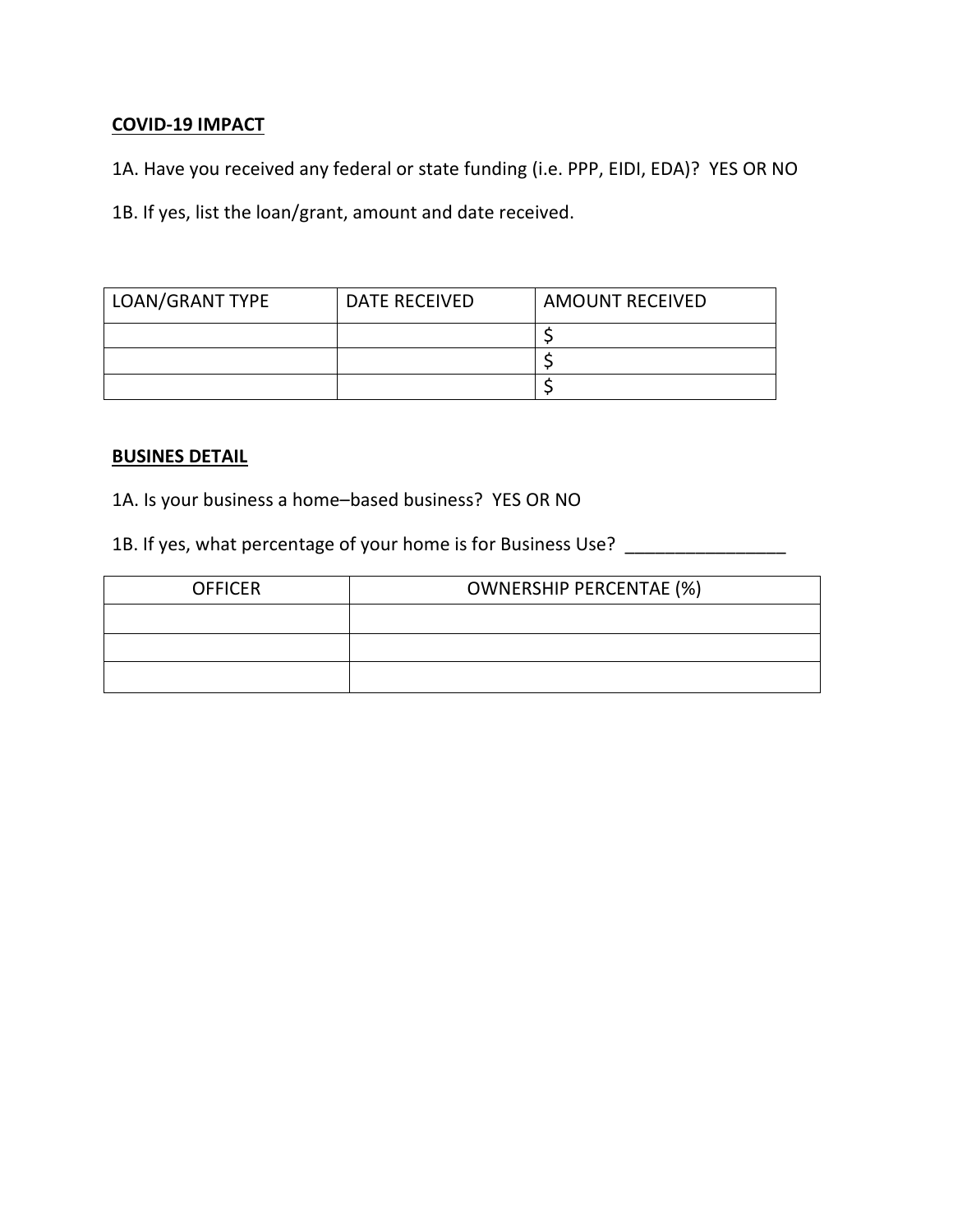**COVID-19 IMPACT**

1A. Have you received any federal or state funding (i.e. PPP, EIDI, EDA)? YES OR NO

1B. If yes, list the loan/grant, amount and date received.

| LOAN/GRANT TYPE | DATE RECEIVED | AMOUNT RECEIVED |
| --- | --- | --- |
| | | $ |
| | | $ |
| | | $ |

**BUSINES DETAIL**

1A. Is your business a home–based business? YES OR NO

1B. If yes, what percentage of your home is for Business Use? ________________

| OFFICER | OWNERSHIP PERCENTAE (%) |
| --- | --- |
| | |
| | |
| | |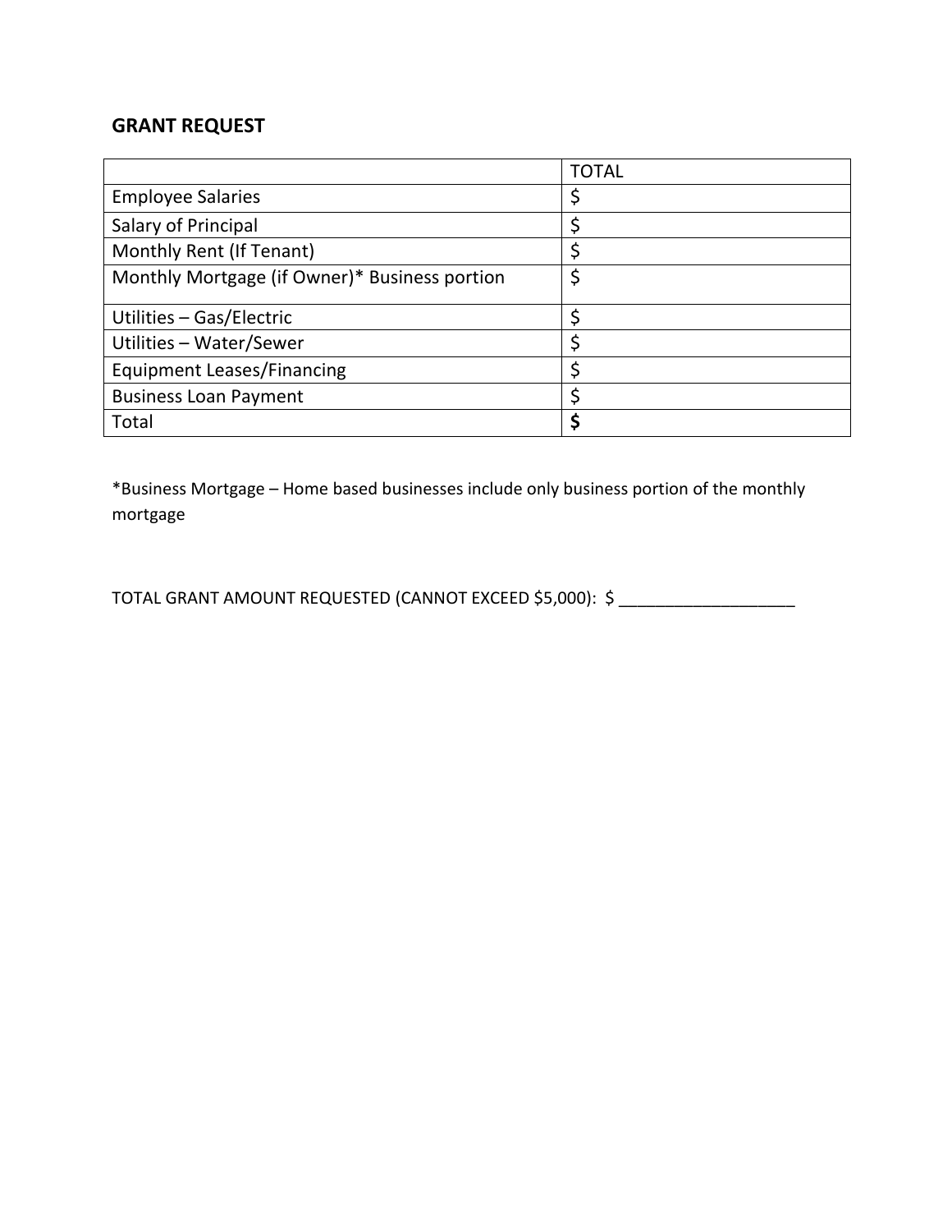## GRANT REQUEST

| | TOTAL |
|---|---|
| Employee Salaries | $ |
| Salary of Principal | $ |
| Monthly Rent (If Tenant) | $ |
| Monthly Mortgage (if Owner)* Business portion | $ |
| Utilities – Gas/Electric | $ |
| Utilities – Water/Sewer | $ |
| Equipment Leases/Financing | $ |
| Business Loan Payment | $ |
| Total | **$** |

*Business Mortgage – Home based businesses include only business portion of the monthly mortgage

TOTAL GRANT AMOUNT REQUESTED (CANNOT EXCEED $5,000): $ ___________________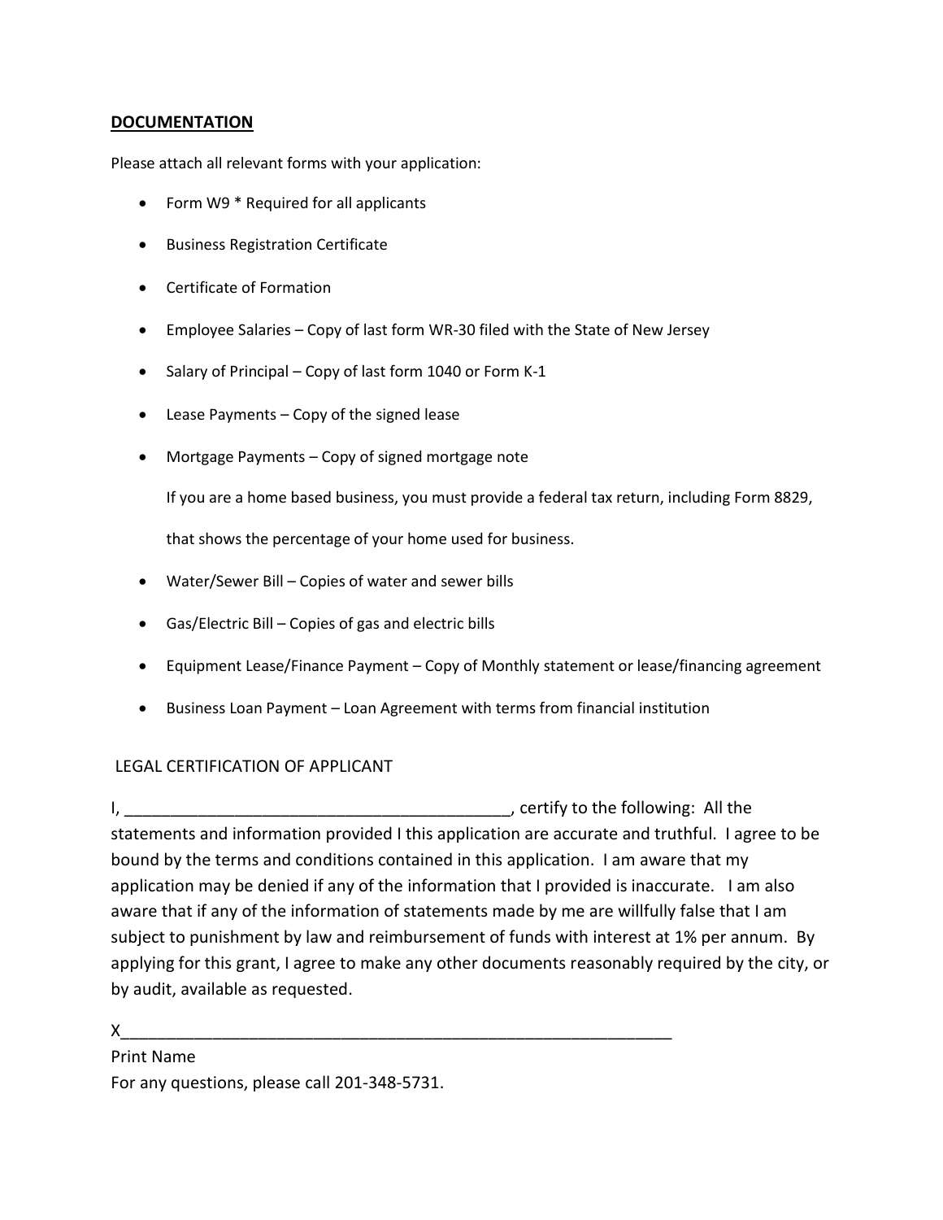## **DOCUMENTATION**

Please attach all relevant forms with your application:

- Form W9 * Required for all applicants
- Business Registration Certificate
- Certificate of Formation
- Employee Salaries – Copy of last form WR-30 filed with the State of New Jersey
- Salary of Principal – Copy of last form 1040 or Form K-1
- Lease Payments – Copy of the signed lease
- Mortgage Payments – Copy of signed mortgage note

  If you are a home based business, you must provide a federal tax return, including Form 8829,

  that shows the percentage of your home used for business.
- Water/Sewer Bill – Copies of water and sewer bills
- Gas/Electric Bill – Copies of gas and electric bills
- Equipment Lease/Finance Payment – Copy of Monthly statement or lease/financing agreement
- Business Loan Payment – Loan Agreement with terms from financial institution

LEGAL CERTIFICATION OF APPLICANT

I, __________________________________________, certify to the following: All the statements and information provided I this application are accurate and truthful. I agree to be bound by the terms and conditions contained in this application. I am aware that my application may be denied if any of the information that I provided is inaccurate. I am also aware that if any of the information of statements made by me are willfully false that I am subject to punishment by law and reimbursement of funds with interest at 1% per annum. By applying for this grant, I agree to make any other documents reasonably required by the city, or by audit, available as requested.

X______________________________________________________________

Print Name

For any questions, please call 201-348-5731.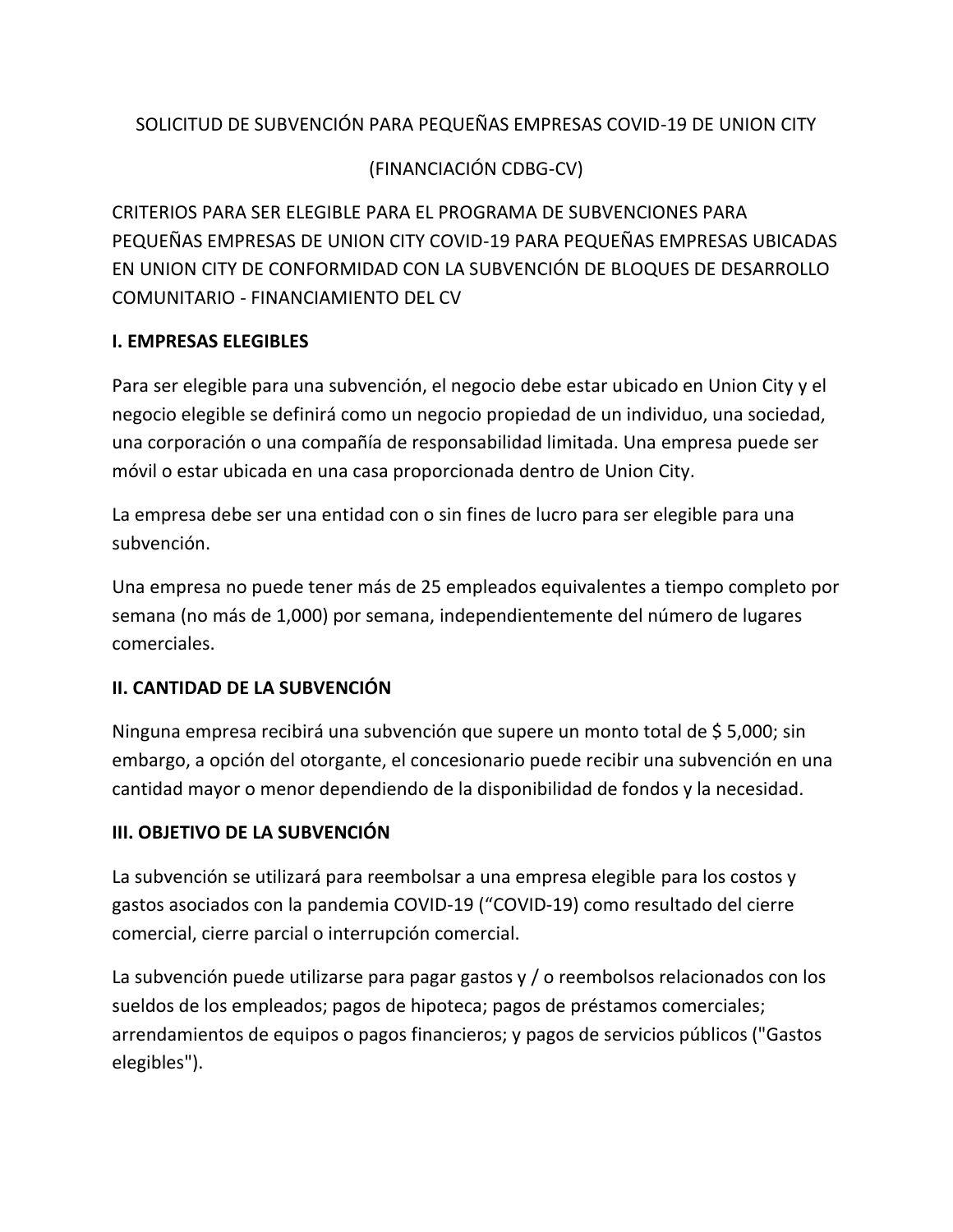SOLICITUD DE SUBVENCIÓN PARA PEQUEÑAS EMPRESAS COVID-19 DE UNION CITY

(FINANCIACIÓN CDBG-CV)

CRITERIOS PARA SER ELEGIBLE PARA EL PROGRAMA DE SUBVENCIONES PARA PEQUEÑAS EMPRESAS DE UNION CITY COVID-19 PARA PEQUEÑAS EMPRESAS UBICADAS EN UNION CITY DE CONFORMIDAD CON LA SUBVENCIÓN DE BLOQUES DE DESARROLLO COMUNITARIO - FINANCIAMIENTO DEL CV

**I. EMPRESAS ELEGIBLES**

Para ser elegible para una subvención, el negocio debe estar ubicado en Union City y el negocio elegible se definirá como un negocio propiedad de un individuo, una sociedad, una corporación o una compañía de responsabilidad limitada. Una empresa puede ser móvil o estar ubicada en una casa proporcionada dentro de Union City.

La empresa debe ser una entidad con o sin fines de lucro para ser elegible para una subvención.

Una empresa no puede tener más de 25 empleados equivalentes a tiempo completo por semana (no más de 1,000) por semana, independientemente del número de lugares comerciales.

**II. CANTIDAD DE LA SUBVENCIÓN**

Ninguna empresa recibirá una subvención que supere un monto total de $ 5,000; sin embargo, a opción del otorgante, el concesionario puede recibir una subvención en una cantidad mayor o menor dependiendo de la disponibilidad de fondos y la necesidad.

**III. OBJETIVO DE LA SUBVENCIÓN**

La subvención se utilizará para reembolsar a una empresa elegible para los costos y gastos asociados con la pandemia COVID-19 ("COVID-19) como resultado del cierre comercial, cierre parcial o interrupción comercial.

La subvención puede utilizarse para pagar gastos y / o reembolsos relacionados con los sueldos de los empleados; pagos de hipoteca; pagos de préstamos comerciales; arrendamientos de equipos o pagos financieros; y pagos de servicios públicos ("Gastos elegibles").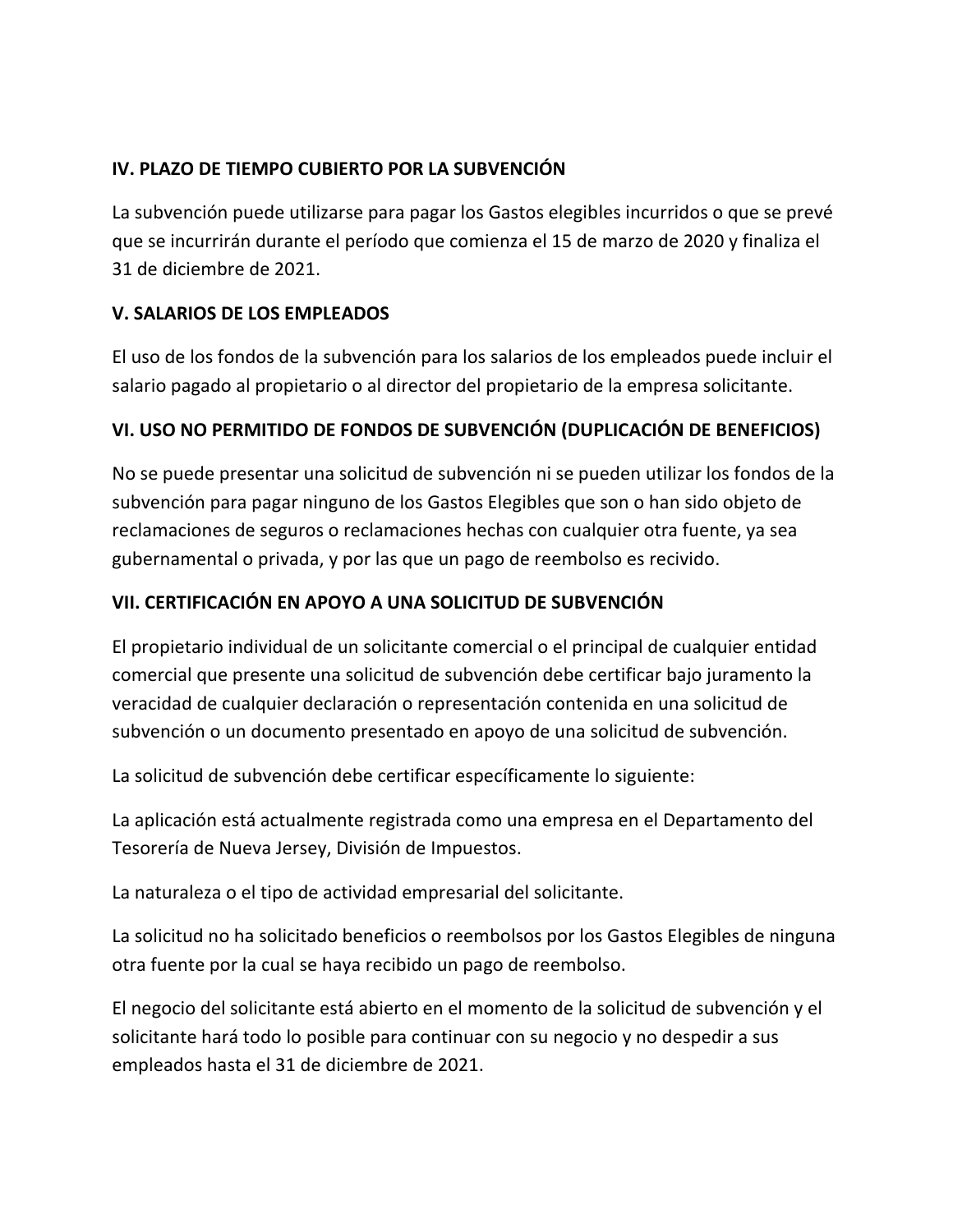## IV. PLAZO DE TIEMPO CUBIERTO POR LA SUBVENCIÓN

La subvención puede utilizarse para pagar los Gastos elegibles incurridos o que se prevé que se incurrirán durante el período que comienza el 15 de marzo de 2020 y finaliza el 31 de diciembre de 2021.

## V. SALARIOS DE LOS EMPLEADOS

El uso de los fondos de la subvención para los salarios de los empleados puede incluir el salario pagado al propietario o al director del propietario de la empresa solicitante.

## VI. USO NO PERMITIDO DE FONDOS DE SUBVENCIÓN (DUPLICACIÓN DE BENEFICIOS)

No se puede presentar una solicitud de subvención ni se pueden utilizar los fondos de la subvención para pagar ninguno de los Gastos Elegibles que son o han sido objeto de reclamaciones de seguros o reclamaciones hechas con cualquier otra fuente, ya sea gubernamental o privada, y por las que un pago de reembolso es recivido.

## VII. CERTIFICACIÓN EN APOYO A UNA SOLICITUD DE SUBVENCIÓN

El propietario individual de un solicitante comercial o el principal de cualquier entidad comercial que presente una solicitud de subvención debe certificar bajo juramento la veracidad de cualquier declaración o representación contenida en una solicitud de subvención o un documento presentado en apoyo de una solicitud de subvención.

La solicitud de subvención debe certificar específicamente lo siguiente:

La aplicación está actualmente registrada como una empresa en el Departamento del Tesorería de Nueva Jersey, División de Impuestos.

La naturaleza o el tipo de actividad empresarial del solicitante.

La solicitud no ha solicitado beneficios o reembolsos por los Gastos Elegibles de ninguna otra fuente por la cual se haya recibido un pago de reembolso.

El negocio del solicitante está abierto en el momento de la solicitud de subvención y el solicitante hará todo lo posible para continuar con su negocio y no despedir a sus empleados hasta el 31 de diciembre de 2021.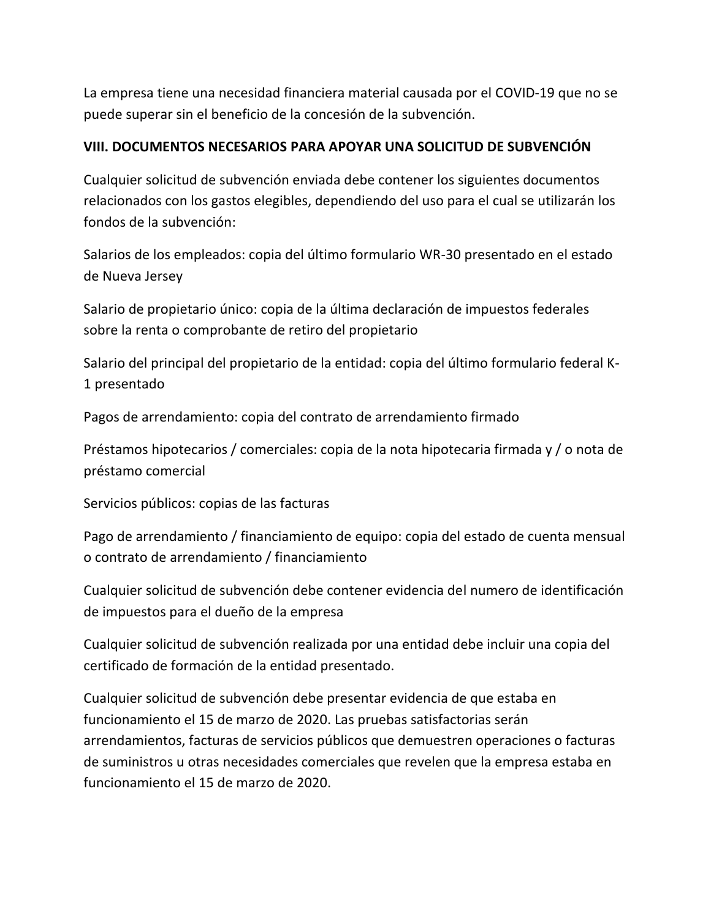La empresa tiene una necesidad financiera material causada por el COVID-19 que no se puede superar sin el beneficio de la concesión de la subvención.

## VIII. DOCUMENTOS NECESARIOS PARA APOYAR UNA SOLICITUD DE SUBVENCIÓN

Cualquier solicitud de subvención enviada debe contener los siguientes documentos relacionados con los gastos elegibles, dependiendo del uso para el cual se utilizarán los fondos de la subvención:

Salarios de los empleados: copia del último formulario WR-30 presentado en el estado de Nueva Jersey

Salario de propietario único: copia de la última declaración de impuestos federales sobre la renta o comprobante de retiro del propietario

Salario del principal del propietario de la entidad: copia del último formulario federal K-1 presentado

Pagos de arrendamiento: copia del contrato de arrendamiento firmado

Préstamos hipotecarios / comerciales: copia de la nota hipotecaria firmada y / o nota de préstamo comercial

Servicios públicos: copias de las facturas

Pago de arrendamiento / financiamiento de equipo: copia del estado de cuenta mensual o contrato de arrendamiento / financiamiento

Cualquier solicitud de subvención debe contener evidencia del numero de identificación de impuestos para el dueño de la empresa

Cualquier solicitud de subvención realizada por una entidad debe incluir una copia del certificado de formación de la entidad presentado.

Cualquier solicitud de subvención debe presentar evidencia de que estaba en funcionamiento el 15 de marzo de 2020. Las pruebas satisfactorias serán arrendamientos, facturas de servicios públicos que demuestren operaciones o facturas de suministros u otras necesidades comerciales que revelen que la empresa estaba en funcionamiento el 15 de marzo de 2020.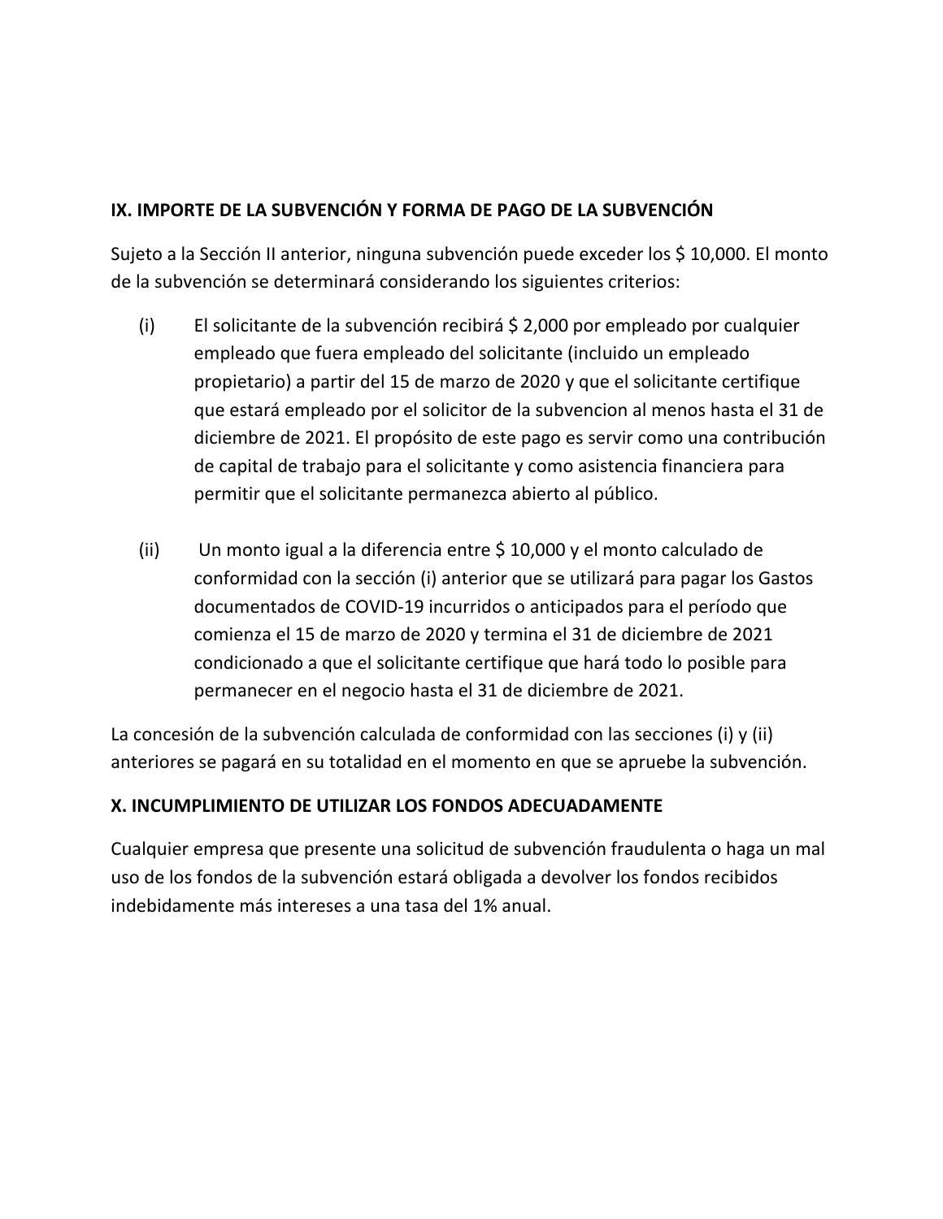## IX. IMPORTE DE LA SUBVENCIÓN Y FORMA DE PAGO DE LA SUBVENCIÓN

Sujeto a la Sección II anterior, ninguna subvención puede exceder los $ 10,000. El monto de la subvención se determinará considerando los siguientes criterios:

(i) El solicitante de la subvención recibirá $ 2,000 por empleado por cualquier empleado que fuera empleado del solicitante (incluido un empleado propietario) a partir del 15 de marzo de 2020 y que el solicitante certifique que estará empleado por el solicitor de la subvencion al menos hasta el 31 de diciembre de 2021. El propósito de este pago es servir como una contribución de capital de trabajo para el solicitante y como asistencia financiera para permitir que el solicitante permanezca abierto al público.

(ii) Un monto igual a la diferencia entre $ 10,000 y el monto calculado de conformidad con la sección (i) anterior que se utilizará para pagar los Gastos documentados de COVID-19 incurridos o anticipados para el período que comienza el 15 de marzo de 2020 y termina el 31 de diciembre de 2021 condicionado a que el solicitante certifique que hará todo lo posible para permanecer en el negocio hasta el 31 de diciembre de 2021.

La concesión de la subvención calculada de conformidad con las secciones (i) y (ii) anteriores se pagará en su totalidad en el momento en que se apruebe la subvención.

## X. INCUMPLIMIENTO DE UTILIZAR LOS FONDOS ADECUADAMENTE

Cualquier empresa que presente una solicitud de subvención fraudulenta o haga un mal uso de los fondos de la subvención estará obligada a devolver los fondos recibidos indebidamente más intereses a una tasa del 1% anual.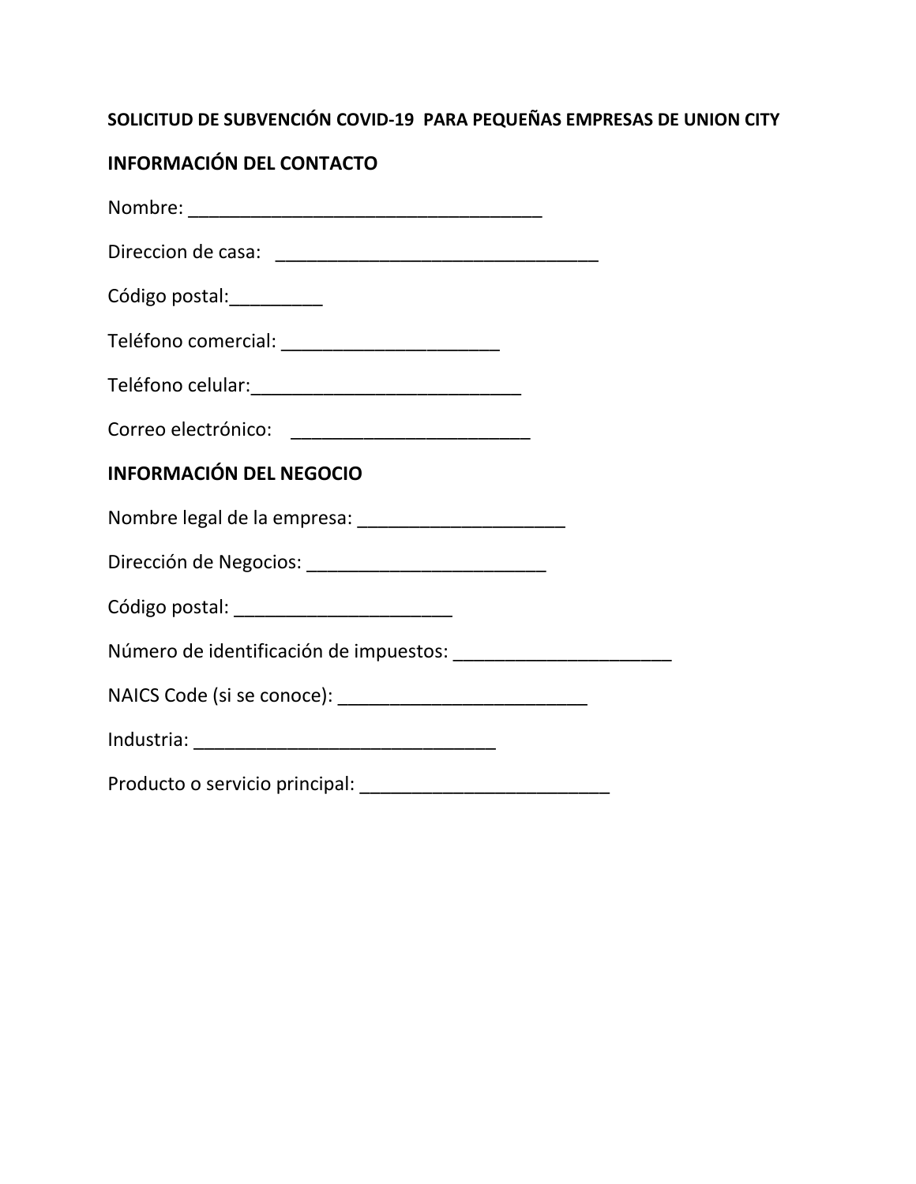**SOLICITUD DE SUBVENCIÓN COVID-19 PARA PEQUEÑAS EMPRESAS DE UNION CITY**

## INFORMACIÓN DEL CONTACTO

Nombre: ___________________________________

Direccion de casa: _______________________________

Código postal:_________

Teléfono comercial: _____________________

Teléfono celular:___________________________

Correo electrónico: _______________________

## INFORMACIÓN DEL NEGOCIO

Nombre legal de la empresa: ____________________

Dirección de Negocios: ________________________

Código postal: _____________________

Número de identificación de impuestos: _____________________

NAICS Code (si se conoce): ________________________

Industria: ______________________________

Producto o servicio principal: ________________________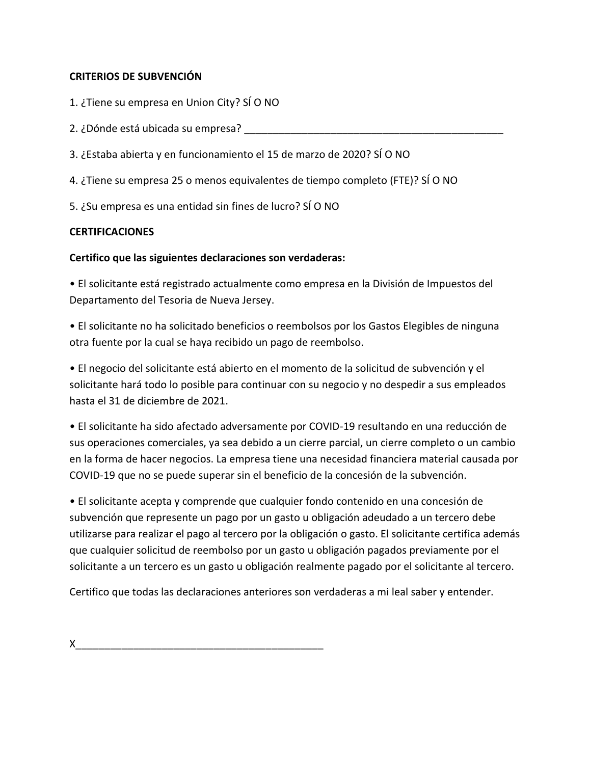**CRITERIOS DE SUBVENCIÓN**

1. ¿Tiene su empresa en Union City? SÍ O NO

2. ¿Dónde está ubicada su empresa? _____________________________________________

3. ¿Estaba abierta y en funcionamiento el 15 de marzo de 2020? SÍ O NO

4. ¿Tiene su empresa 25 o menos equivalentes de tiempo completo (FTE)? SÍ O NO

5. ¿Su empresa es una entidad sin fines de lucro? SÍ O NO

**CERTIFICACIONES**

**Certifico que las siguientes declaraciones son verdaderas:**

• El solicitante está registrado actualmente como empresa en la División de Impuestos del Departamento del Tesoria de Nueva Jersey.

• El solicitante no ha solicitado beneficios o reembolsos por los Gastos Elegibles de ninguna otra fuente por la cual se haya recibido un pago de reembolso.

• El negocio del solicitante está abierto en el momento de la solicitud de subvención y el solicitante hará todo lo posible para continuar con su negocio y no despedir a sus empleados hasta el 31 de diciembre de 2021.

• El solicitante ha sido afectado adversamente por COVID-19 resultando en una reducción de sus operaciones comerciales, ya sea debido a un cierre parcial, un cierre completo o un cambio en la forma de hacer negocios. La empresa tiene una necesidad financiera material causada por COVID-19 que no se puede superar sin el beneficio de la concesión de la subvención.

• El solicitante acepta y comprende que cualquier fondo contenido en una concesión de subvención que represente un pago por un gasto u obligación adeudado a un tercero debe utilizarse para realizar el pago al tercero por la obligación o gasto. El solicitante certifica además que cualquier solicitud de reembolso por un gasto u obligación pagados previamente por el solicitante a un tercero es un gasto u obligación realmente pagado por el solicitante al tercero.

Certifico que todas las declaraciones anteriores son verdaderas a mi leal saber y entender.

X___________________________________________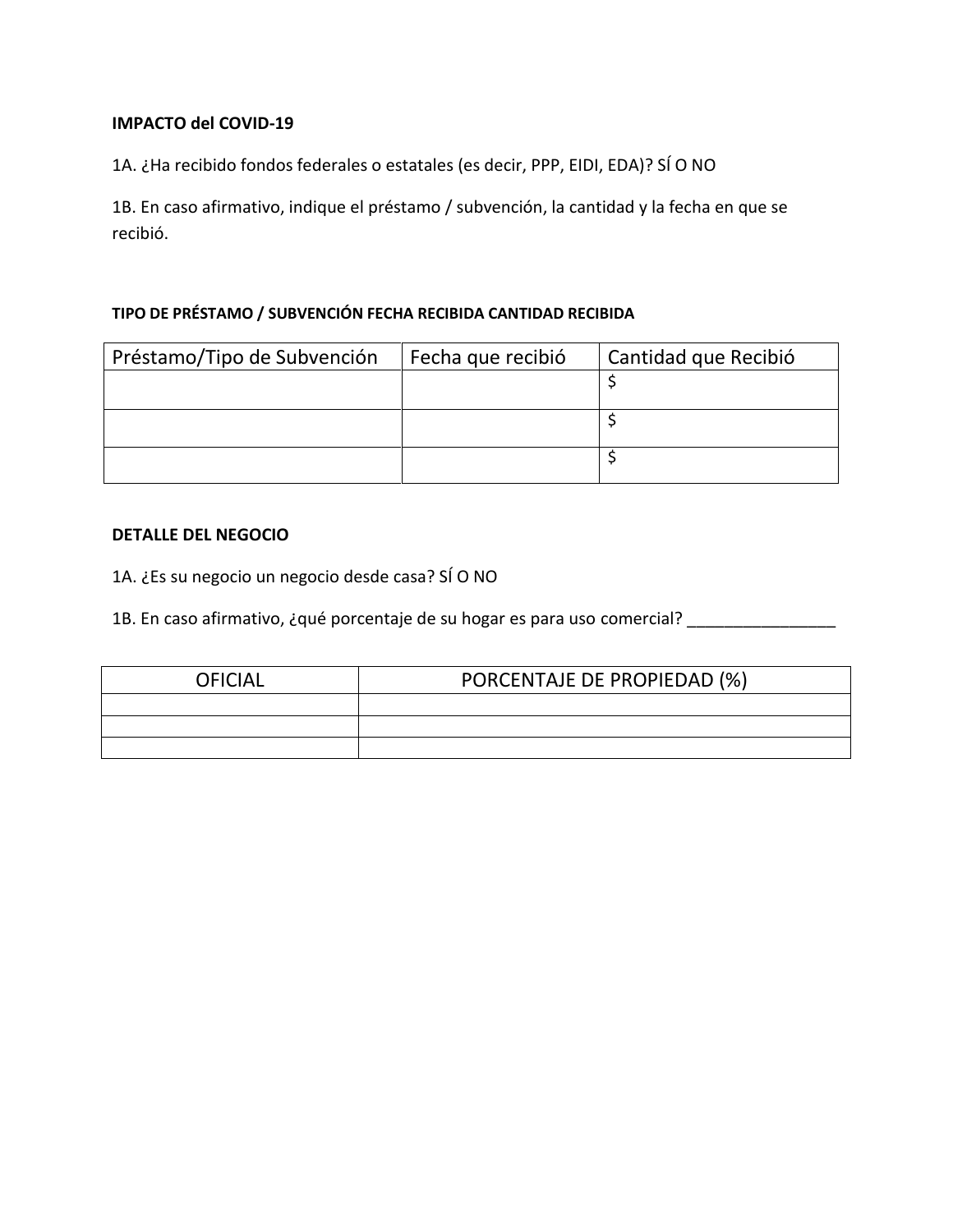**IMPACTO del COVID-19**

1A. ¿Ha recibido fondos federales o estatales (es decir, PPP, EIDI, EDA)? SÍ O NO

1B. En caso afirmativo, indique el préstamo / subvención, la cantidad y la fecha en que se recibió.

**TIPO DE PRÉSTAMO / SUBVENCIÓN FECHA RECIBIDA CANTIDAD RECIBIDA**

| Préstamo/Tipo de Subvención | Fecha que recibió | Cantidad que Recibió |
|---|---|---|
| | | $ |
| | | $ |
| | | $ |

**DETALLE DEL NEGOCIO**

1A. ¿Es su negocio un negocio desde casa? SÍ O NO

1B. En caso afirmativo, ¿qué porcentaje de su hogar es para uso comercial? ________________

| OFICIAL | PORCENTAJE DE PROPIEDAD (%) |
|---|---|
| | |
| | |
| | |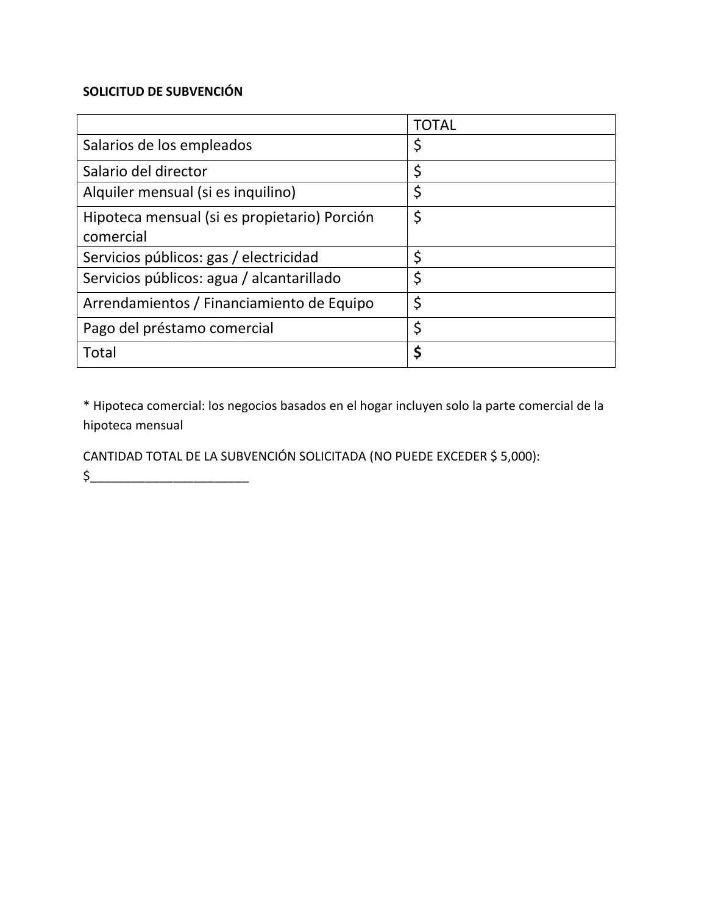**SOLICITUD DE SUBVENCIÓN**

| | TOTAL |
|---|---|
| Salarios de los empleados | $ |
| Salario del director | $ |
| Alquiler mensual (si es inquilino) | $ |
| Hipoteca mensual (si es propietario) Porción comercial | $ |
| Servicios públicos: gas / electricidad | $ |
| Servicios públicos: agua / alcantarillado | $ |
| Arrendamientos / Financiamiento de Equipo | $ |
| Pago del préstamo comercial | $ |
| Total | **$** |

* Hipoteca comercial: los negocios basados en el hogar incluyen solo la parte comercial de la hipoteca mensual

CANTIDAD TOTAL DE LA SUBVENCIÓN SOLICITADA (NO PUEDE EXCEDER $ 5,000): $_______________________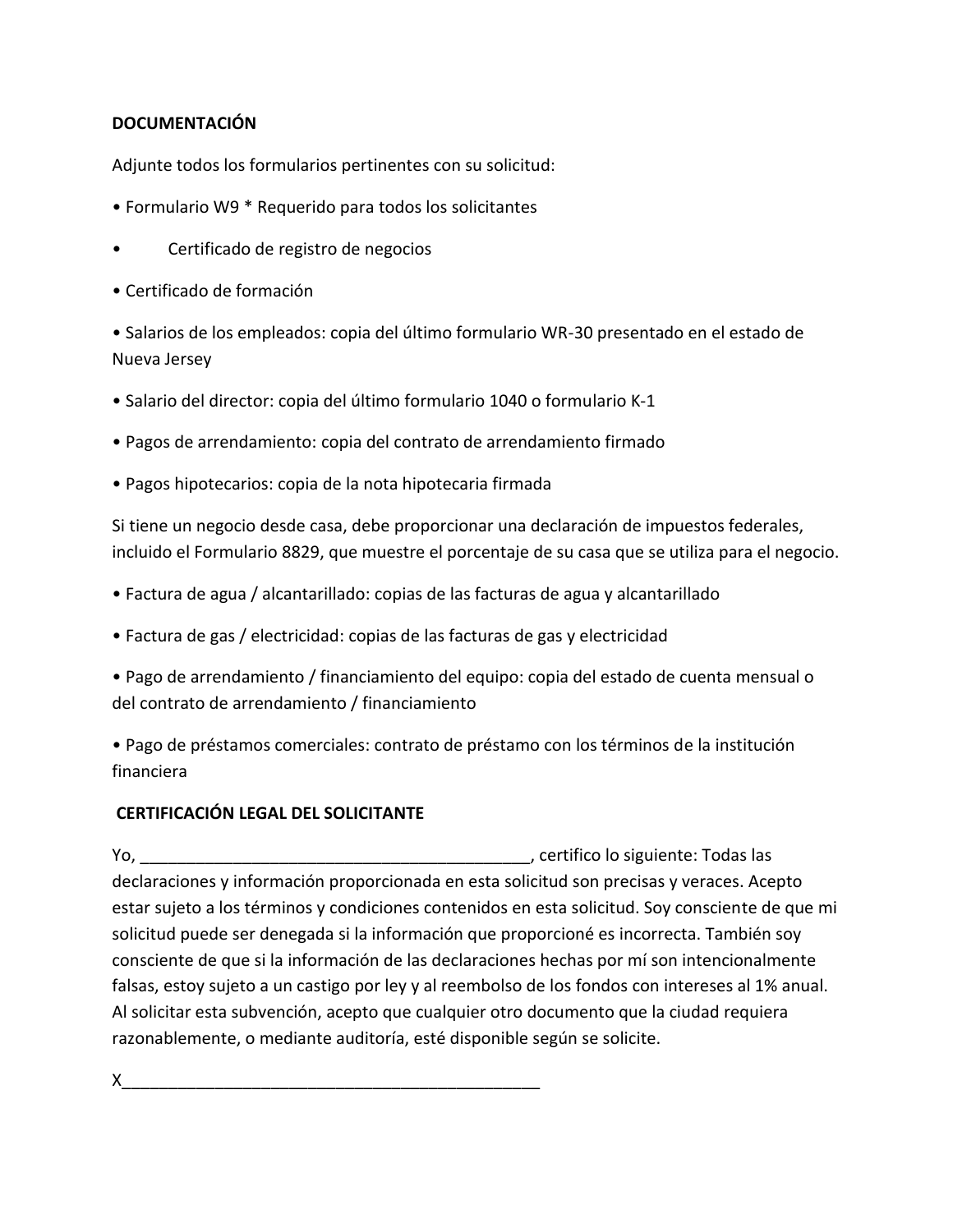## DOCUMENTACIÓN

Adjunte todos los formularios pertinentes con su solicitud:

- Formulario W9 * Requerido para todos los solicitantes
- Certificado de registro de negocios
- Certificado de formación
- Salarios de los empleados: copia del último formulario WR-30 presentado en el estado de Nueva Jersey
- Salario del director: copia del último formulario 1040 o formulario K-1
- Pagos de arrendamiento: copia del contrato de arrendamiento firmado
- Pagos hipotecarios: copia de la nota hipotecaria firmada

Si tiene un negocio desde casa, debe proporcionar una declaración de impuestos federales, incluido el Formulario 8829, que muestre el porcentaje de su casa que se utiliza para el negocio.

- Factura de agua / alcantarillado: copias de las facturas de agua y alcantarillado
- Factura de gas / electricidad: copias de las facturas de gas y electricidad
- Pago de arrendamiento / financiamiento del equipo: copia del estado de cuenta mensual o del contrato de arrendamiento / financiamiento
- Pago de préstamos comerciales: contrato de préstamo con los términos de la institución financiera

## CERTIFICACIÓN LEGAL DEL SOLICITANTE

Yo, ____________________________________________, certifico lo siguiente: Todas las declaraciones y información proporcionada en esta solicitud son precisas y veraces. Acepto estar sujeto a los términos y condiciones contenidos en esta solicitud. Soy consciente de que mi solicitud puede ser denegada si la información que proporcioné es incorrecta. También soy consciente de que si la información de las declaraciones hechas por mí son intencionalmente falsas, estoy sujeto a un castigo por ley y al reembolso de los fondos con intereses al 1% anual. Al solicitar esta subvención, acepto que cualquier otro documento que la ciudad requiera razonablemente, o mediante auditoría, esté disponible según se solicite.

X_______________________________________________